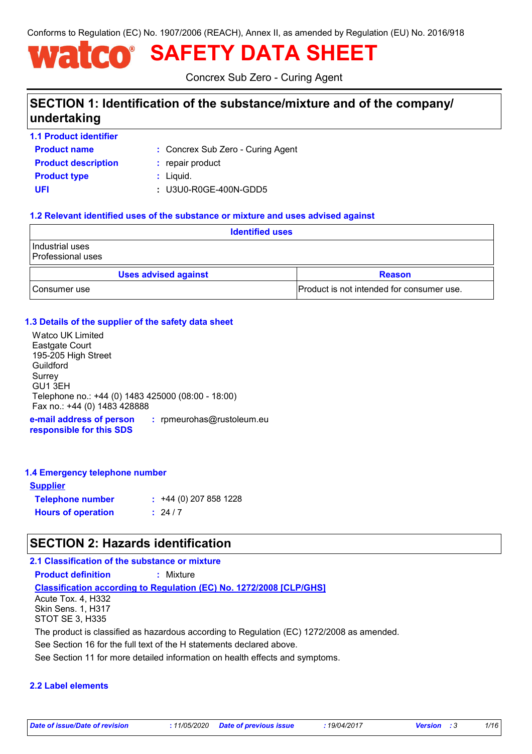Conforms to Regulation (EC) No. 1907/2006 (REACH), Annex II, as amended by Regulation (EU) No. 2016/918

# watco® SAFETY DATA SHEET

Concrex Sub Zero - Curing Agent

## SECTION 1: Identification of the substance/mixture and of the company/undertaking

### 1.1 Product identifier

**Product name** : Concrex Sub Zero - Curing Agent

**Product description** : repair product

**Product type** : Liquid.

**UFI** : U3U0-R0GE-400N-GDD5

### 1.2 Relevant identified uses of the substance or mixture and uses advised against

| Identified uses |
|---|
| Industrial uses<br>Professional uses |

| Uses advised against | Reason |
|---|---|
| Consumer use | Product is not intended for consumer use. |

### 1.3 Details of the supplier of the safety data sheet

Watco UK Limited
Eastgate Court
195-205 High Street
Guildford
Surrey
GU1 3EH
Telephone no.: +44 (0) 1483 425000 (08:00 - 18:00)
Fax no.: +44 (0) 1483 428888

**e-mail address of person responsible for this SDS** : rpmeurohas@rustoleum.eu

### 1.4 Emergency telephone number

**Supplier**

**Telephone number** : +44 (0) 207 858 1228

**Hours of operation** : 24 / 7

## SECTION 2: Hazards identification

### 2.1 Classification of the substance or mixture

**Product definition** : Mixture

**Classification according to Regulation (EC) No. 1272/2008 [CLP/GHS]**

Acute Tox. 4, H332
Skin Sens. 1, H317
STOT SE 3, H335

The product is classified as hazardous according to Regulation (EC) 1272/2008 as amended.

See Section 16 for the full text of the H statements declared above.

See Section 11 for more detailed information on health effects and symptoms.

### 2.2 Label elements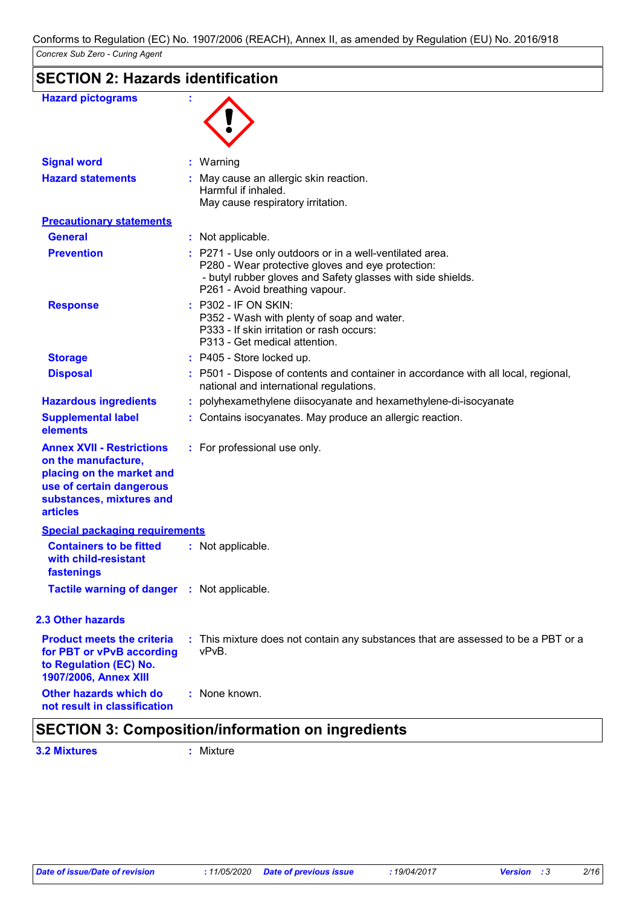Conforms to Regulation (EC) No. 1907/2006 (REACH), Annex II, as amended by Regulation (EU) No. 2016/918

*Concrex Sub Zero - Curing Agent*

## SECTION 2: Hazards identification

**Hazard pictograms** :

**Signal word** : Warning

**Hazard statements** : May cause an allergic skin reaction.
Harmful if inhaled.
May cause respiratory irritation.

**Precautionary statements**

**General** : Not applicable.

**Prevention** : P271 - Use only outdoors or in a well-ventilated area.
P280 - Wear protective gloves and eye protection:
 - butyl rubber gloves and Safety glasses with side shields.
P261 - Avoid breathing vapour.

**Response** : P302 - IF ON SKIN:
P352 - Wash with plenty of soap and water.
P333 - If skin irritation or rash occurs:
P313 - Get medical attention.

**Storage** : P405 - Store locked up.

**Disposal** : P501 - Dispose of contents and container in accordance with all local, regional, national and international regulations.

**Hazardous ingredients** : polyhexamethylene diisocyanate and hexamethylene-di-isocyanate

**Supplemental label elements** : Contains isocyanates. May produce an allergic reaction.

**Annex XVII - Restrictions on the manufacture, placing on the market and use of certain dangerous substances, mixtures and articles** : For professional use only.

**Special packaging requirements**

**Containers to be fitted with child-resistant fastenings** : Not applicable.

**Tactile warning of danger** : Not applicable.

### 2.3 Other hazards

**Product meets the criteria for PBT or vPvB according to Regulation (EC) No. 1907/2006, Annex XIII** : This mixture does not contain any substances that are assessed to be a PBT or a vPvB.

**Other hazards which do not result in classification** : None known.

## SECTION 3: Composition/information on ingredients

**3.2 Mixtures** : Mixture

| Date of issue/Date of revision | : 11/05/2020 | Date of previous issue | : 19/04/2017 | Version | : 3 |
|---|---|---|---|---|---|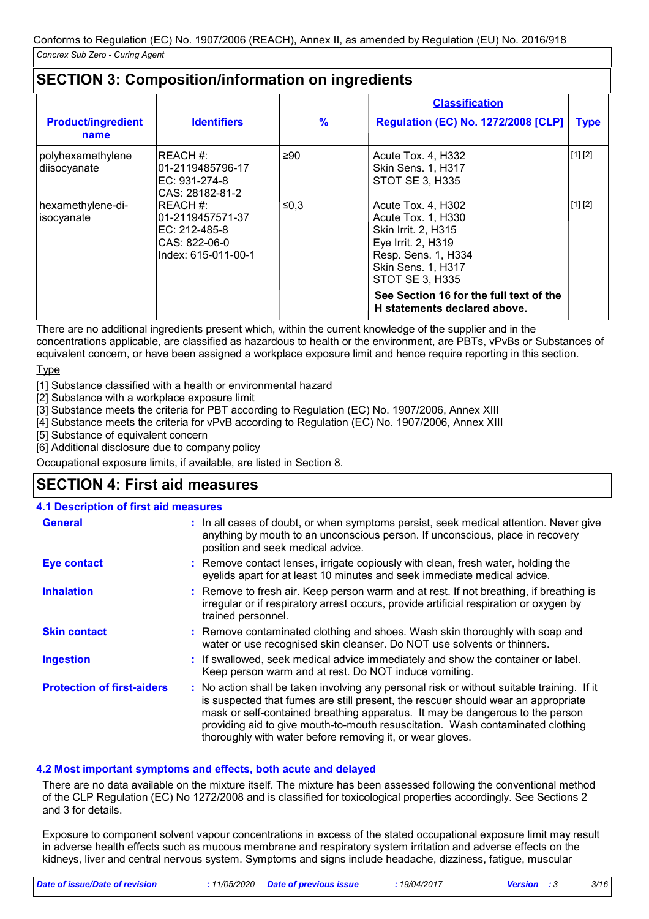Conforms to Regulation (EC) No. 1907/2006 (REACH), Annex II, as amended by Regulation (EU) No. 2016/918

*Concrex Sub Zero - Curing Agent*

## SECTION 3: Composition/information on ingredients

| Product/ingredient name | Identifiers | % | Classification<br>Regulation (EC) No. 1272/2008 [CLP] | Type |
|---|---|---|---|---|
| polyhexamethylene diisocyanate | REACH #: 01-2119485796-17<br>EC: 931-274-8<br>CAS: 28182-81-2 | ≥90 | Acute Tox. 4, H332<br>Skin Sens. 1, H317<br>STOT SE 3, H335 | [1] [2] |
| hexamethylene-di-isocyanate | REACH #: 01-2119457571-37<br>EC: 212-485-8<br>CAS: 822-06-0<br>Index: 615-011-00-1 | ≤0,3 | Acute Tox. 4, H302<br>Acute Tox. 1, H330<br>Skin Irrit. 2, H315<br>Eye Irrit. 2, H319<br>Resp. Sens. 1, H334<br>Skin Sens. 1, H317<br>STOT SE 3, H335 | [1] [2] |
| | | | **See Section 16 for the full text of the H statements declared above.** | |

There are no additional ingredients present which, within the current knowledge of the supplier and in the concentrations applicable, are classified as hazardous to health or the environment, are PBTs, vPvBs or Substances of equivalent concern, or have been assigned a workplace exposure limit and hence require reporting in this section.

Type

[1] Substance classified with a health or environmental hazard
[2] Substance with a workplace exposure limit
[3] Substance meets the criteria for PBT according to Regulation (EC) No. 1907/2006, Annex XIII
[4] Substance meets the criteria for vPvB according to Regulation (EC) No. 1907/2006, Annex XIII
[5] Substance of equivalent concern
[6] Additional disclosure due to company policy

Occupational exposure limits, if available, are listed in Section 8.

## SECTION 4: First aid measures

### 4.1 Description of first aid measures

**General** : In all cases of doubt, or when symptoms persist, seek medical attention. Never give anything by mouth to an unconscious person. If unconscious, place in recovery position and seek medical advice.

**Eye contact** : Remove contact lenses, irrigate copiously with clean, fresh water, holding the eyelids apart for at least 10 minutes and seek immediate medical advice.

**Inhalation** : Remove to fresh air. Keep person warm and at rest. If not breathing, if breathing is irregular or if respiratory arrest occurs, provide artificial respiration or oxygen by trained personnel.

**Skin contact** : Remove contaminated clothing and shoes. Wash skin thoroughly with soap and water or use recognised skin cleanser. Do NOT use solvents or thinners.

**Ingestion** : If swallowed, seek medical advice immediately and show the container or label. Keep person warm and at rest. Do NOT induce vomiting.

**Protection of first-aiders** : No action shall be taken involving any personal risk or without suitable training. If it is suspected that fumes are still present, the rescuer should wear an appropriate mask or self-contained breathing apparatus. It may be dangerous to the person providing aid to give mouth-to-mouth resuscitation. Wash contaminated clothing thoroughly with water before removing it, or wear gloves.

### 4.2 Most important symptoms and effects, both acute and delayed

There are no data available on the mixture itself. The mixture has been assessed following the conventional method of the CLP Regulation (EC) No 1272/2008 and is classified for toxicological properties accordingly. See Sections 2 and 3 for details.

Exposure to component solvent vapour concentrations in excess of the stated occupational exposure limit may result in adverse health effects such as mucous membrane and respiratory system irritation and adverse effects on the kidneys, liver and central nervous system. Symptoms and signs include headache, dizziness, fatigue, muscular

| Date of issue/Date of revision | : 11/05/2020 | Date of previous issue | : 19/04/2017 | Version : 3 |
|---|---|---|---|---|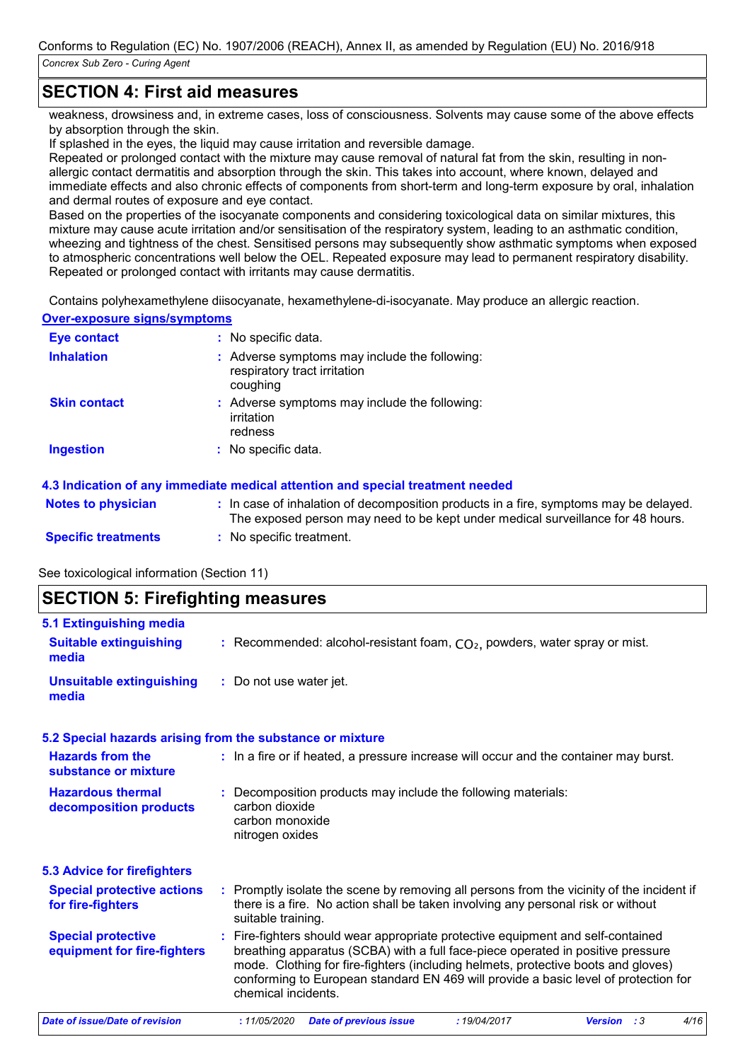## SECTION 4: First aid measures

weakness, drowsiness and, in extreme cases, loss of consciousness. Solvents may cause some of the above effects by absorption through the skin.
If splashed in the eyes, the liquid may cause irritation and reversible damage.
Repeated or prolonged contact with the mixture may cause removal of natural fat from the skin, resulting in non-allergic contact dermatitis and absorption through the skin. This takes into account, where known, delayed and immediate effects and also chronic effects of components from short-term and long-term exposure by oral, inhalation and dermal routes of exposure and eye contact.
Based on the properties of the isocyanate components and considering toxicological data on similar mixtures, this mixture may cause acute irritation and/or sensitisation of the respiratory system, leading to an asthmatic condition, wheezing and tightness of the chest. Sensitised persons may subsequently show asthmatic symptoms when exposed to atmospheric concentrations well below the OEL. Repeated exposure may lead to permanent respiratory disability.
Repeated or prolonged contact with irritants may cause dermatitis.

Contains polyhexamethylene diisocyanate, hexamethylene-di-isocyanate. May produce an allergic reaction.

**Over-exposure signs/symptoms**

| | |
|---|---|
| **Eye contact** | : No specific data. |
| **Inhalation** | : Adverse symptoms may include the following:<br>respiratory tract irritation<br>coughing |
| **Skin contact** | : Adverse symptoms may include the following:<br>irritation<br>redness |
| **Ingestion** | : No specific data. |

### 4.3 Indication of any immediate medical attention and special treatment needed

| | |
|---|---|
| **Notes to physician** | : In case of inhalation of decomposition products in a fire, symptoms may be delayed. The exposed person may need to be kept under medical surveillance for 48 hours. |
| **Specific treatments** | : No specific treatment. |

See toxicological information (Section 11)

## SECTION 5: Firefighting measures

### 5.1 Extinguishing media

| | |
|---|---|
| **Suitable extinguishing media** | : Recommended: alcohol-resistant foam, $CO_2$, powders, water spray or mist. |
| **Unsuitable extinguishing media** | : Do not use water jet. |

### 5.2 Special hazards arising from the substance or mixture

| | |
|---|---|
| **Hazards from the substance or mixture** | : In a fire or if heated, a pressure increase will occur and the container may burst. |
| **Hazardous thermal decomposition products** | : Decomposition products may include the following materials:<br>carbon dioxide<br>carbon monoxide<br>nitrogen oxides |

### 5.3 Advice for firefighters

| | |
|---|---|
| **Special protective actions for fire-fighters** | : Promptly isolate the scene by removing all persons from the vicinity of the incident if there is a fire. No action shall be taken involving any personal risk or without suitable training. |
| **Special protective equipment for fire-fighters** | : Fire-fighters should wear appropriate protective equipment and self-contained breathing apparatus (SCBA) with a full face-piece operated in positive pressure mode. Clothing for fire-fighters (including helmets, protective boots and gloves) conforming to European standard EN 469 will provide a basic level of protection for chemical incidents. |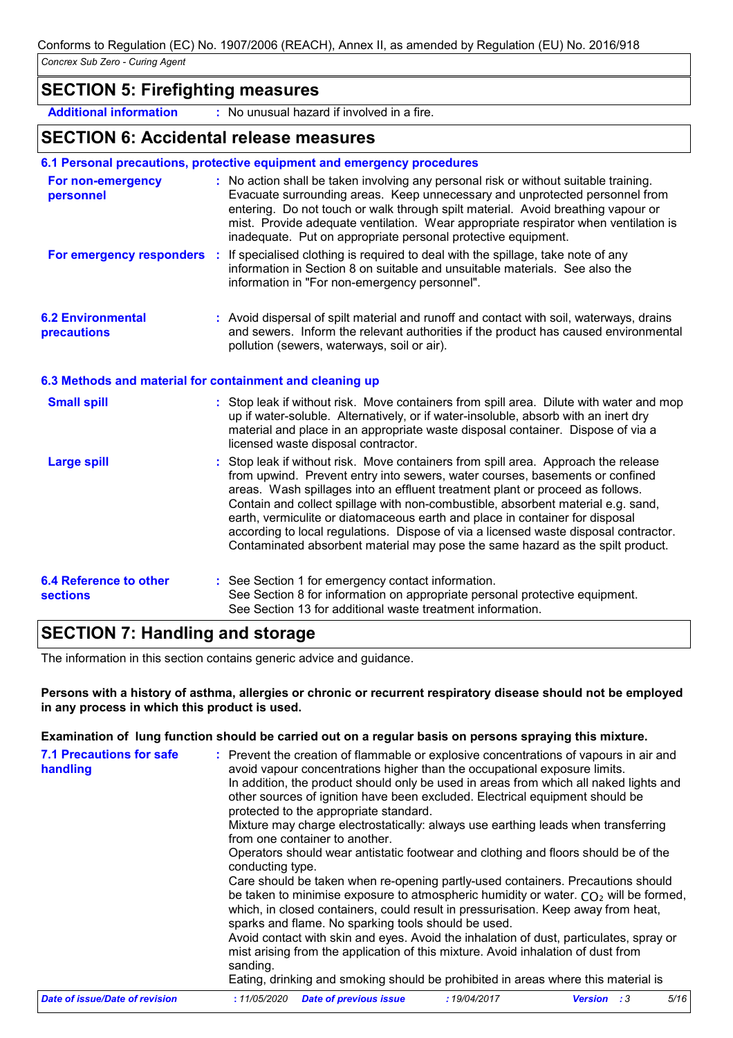## SECTION 5: Firefighting measures

**Additional information** : No unusual hazard if involved in a fire.

## SECTION 6: Accidental release measures

### 6.1 Personal precautions, protective equipment and emergency procedures

**For non-emergency personnel** : No action shall be taken involving any personal risk or without suitable training. Evacuate surrounding areas. Keep unnecessary and unprotected personnel from entering. Do not touch or walk through spilt material. Avoid breathing vapour or mist. Provide adequate ventilation. Wear appropriate respirator when ventilation is inadequate. Put on appropriate personal protective equipment.

**For emergency responders** : If specialised clothing is required to deal with the spillage, take note of any information in Section 8 on suitable and unsuitable materials. See also the information in "For non-emergency personnel".

### 6.2 Environmental precautions

: Avoid dispersal of spilt material and runoff and contact with soil, waterways, drains and sewers. Inform the relevant authorities if the product has caused environmental pollution (sewers, waterways, soil or air).

### 6.3 Methods and material for containment and cleaning up

**Small spill** : Stop leak if without risk. Move containers from spill area. Dilute with water and mop up if water-soluble. Alternatively, or if water-insoluble, absorb with an inert dry material and place in an appropriate waste disposal container. Dispose of via a licensed waste disposal contractor.

**Large spill** : Stop leak if without risk. Move containers from spill area. Approach the release from upwind. Prevent entry into sewers, water courses, basements or confined areas. Wash spillages into an effluent treatment plant or proceed as follows. Contain and collect spillage with non-combustible, absorbent material e.g. sand, earth, vermiculite or diatomaceous earth and place in container for disposal according to local regulations. Dispose of via a licensed waste disposal contractor. Contaminated absorbent material may pose the same hazard as the spilt product.

### 6.4 Reference to other sections

: See Section 1 for emergency contact information.
See Section 8 for information on appropriate personal protective equipment.
See Section 13 for additional waste treatment information.

## SECTION 7: Handling and storage

The information in this section contains generic advice and guidance.

**Persons with a history of asthma, allergies or chronic or recurrent respiratory disease should not be employed in any process in which this product is used.**

**Examination of lung function should be carried out on a regular basis on persons spraying this mixture.**

### 7.1 Precautions for safe handling

: Prevent the creation of flammable or explosive concentrations of vapours in air and avoid vapour concentrations higher than the occupational exposure limits.
In addition, the product should only be used in areas from which all naked lights and other sources of ignition have been excluded. Electrical equipment should be protected to the appropriate standard.
Mixture may charge electrostatically: always use earthing leads when transferring from one container to another.
Operators should wear antistatic footwear and clothing and floors should be of the conducting type.
Care should be taken when re-opening partly-used containers. Precautions should be taken to minimise exposure to atmospheric humidity or water. $CO_2$ will be formed, which, in closed containers, could result in pressurisation. Keep away from heat, sparks and flame. No sparking tools should be used.
Avoid contact with skin and eyes. Avoid the inhalation of dust, particulates, spray or mist arising from the application of this mixture. Avoid inhalation of dust from sanding.
Eating, drinking and smoking should be prohibited in areas where this material is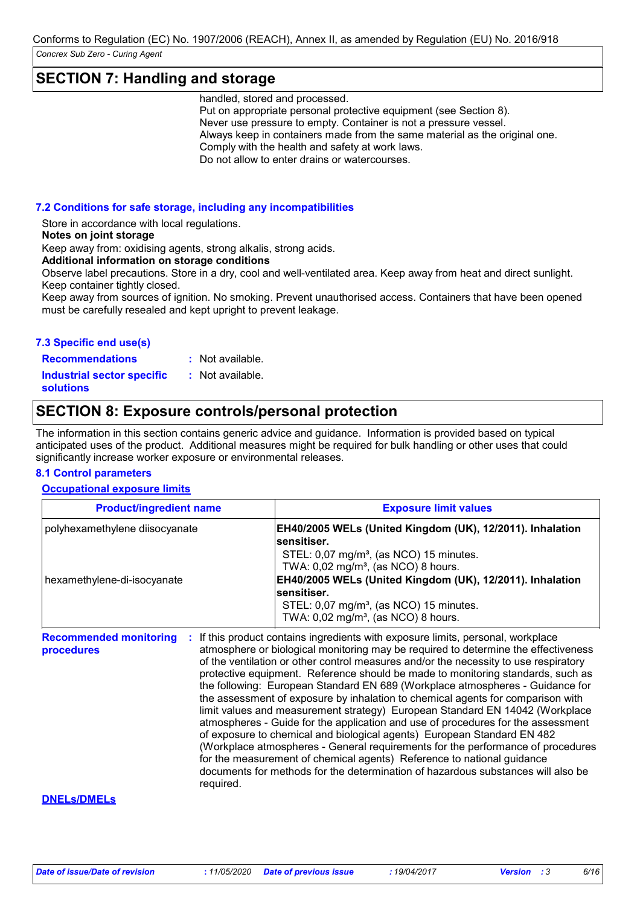## SECTION 7: Handling and storage

handled, stored and processed.
Put on appropriate personal protective equipment (see Section 8).
Never use pressure to empty. Container is not a pressure vessel.
Always keep in containers made from the same material as the original one.
Comply with the health and safety at work laws.
Do not allow to enter drains or watercourses.

### 7.2 Conditions for safe storage, including any incompatibilities

Store in accordance with local regulations.

**Notes on joint storage**

Keep away from: oxidising agents, strong alkalis, strong acids.

**Additional information on storage conditions**

Observe label precautions. Store in a dry, cool and well-ventilated area. Keep away from heat and direct sunlight. Keep container tightly closed.

Keep away from sources of ignition. No smoking. Prevent unauthorised access. Containers that have been opened must be carefully resealed and kept upright to prevent leakage.

### 7.3 Specific end use(s)

**Recommendations** : Not available.

**Industrial sector specific solutions** : Not available.

## SECTION 8: Exposure controls/personal protection

The information in this section contains generic advice and guidance. Information is provided based on typical anticipated uses of the product. Additional measures might be required for bulk handling or other uses that could significantly increase worker exposure or environmental releases.

### 8.1 Control parameters

**Occupational exposure limits**

| Product/ingredient name | Exposure limit values |
|---|---|
| polyhexamethylene diisocyanate | **EH40/2005 WELs (United Kingdom (UK), 12/2011). Inhalation sensitiser.**<br>STEL: 0,07 mg/m³, (as NCO) 15 minutes.<br>TWA: 0,02 mg/m³, (as NCO) 8 hours. |
| hexamethylene-di-isocyanate | **EH40/2005 WELs (United Kingdom (UK), 12/2011). Inhalation sensitiser.**<br>STEL: 0,07 mg/m³, (as NCO) 15 minutes.<br>TWA: 0,02 mg/m³, (as NCO) 8 hours. |

**Recommended monitoring procedures** : If this product contains ingredients with exposure limits, personal, workplace atmosphere or biological monitoring may be required to determine the effectiveness of the ventilation or other control measures and/or the necessity to use respiratory protective equipment. Reference should be made to monitoring standards, such as the following: European Standard EN 689 (Workplace atmospheres - Guidance for the assessment of exposure by inhalation to chemical agents for comparison with limit values and measurement strategy) European Standard EN 14042 (Workplace atmospheres - Guide for the application and use of procedures for the assessment of exposure to chemical and biological agents) European Standard EN 482 (Workplace atmospheres - General requirements for the performance of procedures for the measurement of chemical agents) Reference to national guidance documents for methods for the determination of hazardous substances will also be required.

**DNELs/DMELs**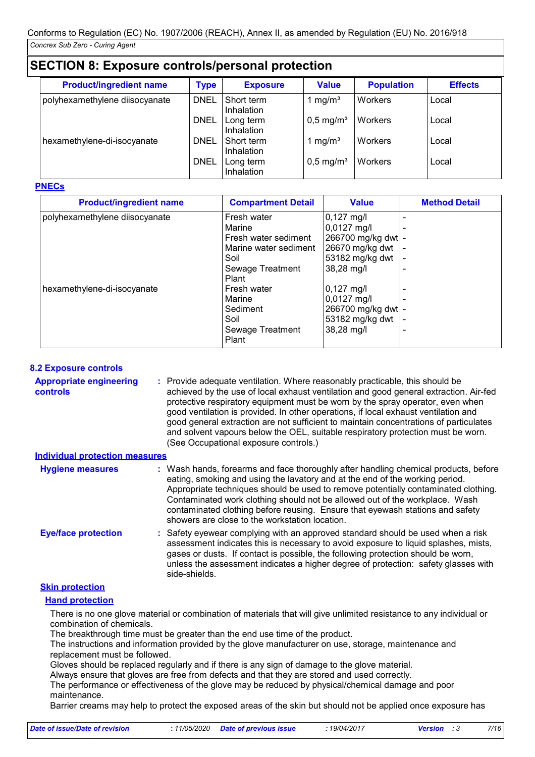## SECTION 8: Exposure controls/personal protection

| Product/ingredient name | Type | Exposure | Value | Population | Effects |
|---|---|---|---|---|---|
| polyhexamethylene diisocyanate | DNEL | Short term Inhalation | 1 mg/m³ | Workers | Local |
| | DNEL | Long term Inhalation | 0,5 mg/m³ | Workers | Local |
| hexamethylene-di-isocyanate | DNEL | Short term Inhalation | 1 mg/m³ | Workers | Local |
| | DNEL | Long term Inhalation | 0,5 mg/m³ | Workers | Local |

**PNECs**

| Product/ingredient name | Compartment Detail | Value | Method Detail |
|---|---|---|---|
| polyhexamethylene diisocyanate | Fresh water | 0,127 mg/l | - |
| | Marine | 0,0127 mg/l | - |
| | Fresh water sediment | 266700 mg/kg dwt | - |
| | Marine water sediment | 26670 mg/kg dwt | - |
| | Soil | 53182 mg/kg dwt | - |
| | Sewage Treatment Plant | 38,28 mg/l | - |
| hexamethylene-di-isocyanate | Fresh water | 0,127 mg/l | - |
| | Marine | 0,0127 mg/l | - |
| | Sediment | 266700 mg/kg dwt | - |
| | Soil | 53182 mg/kg dwt | - |
| | Sewage Treatment Plant | 38,28 mg/l | - |

### 8.2 Exposure controls

**Appropriate engineering controls** : Provide adequate ventilation. Where reasonably practicable, this should be achieved by the use of local exhaust ventilation and good general extraction. Air-fed protective respiratory equipment must be worn by the spray operator, even when good ventilation is provided. In other operations, if local exhaust ventilation and good general extraction are not sufficient to maintain concentrations of particulates and solvent vapours below the OEL, suitable respiratory protection must be worn. (See Occupational exposure controls.)

**Individual protection measures**

**Hygiene measures** : Wash hands, forearms and face thoroughly after handling chemical products, before eating, smoking and using the lavatory and at the end of the working period. Appropriate techniques should be used to remove potentially contaminated clothing. Contaminated work clothing should not be allowed out of the workplace. Wash contaminated clothing before reusing. Ensure that eyewash stations and safety showers are close to the workstation location.

**Eye/face protection** : Safety eyewear complying with an approved standard should be used when a risk assessment indicates this is necessary to avoid exposure to liquid splashes, mists, gases or dusts. If contact is possible, the following protection should be worn, unless the assessment indicates a higher degree of protection: safety glasses with side-shields.

**Skin protection**

**Hand protection**

There is no one glove material or combination of materials that will give unlimited resistance to any individual or combination of chemicals.
The breakthrough time must be greater than the end use time of the product.
The instructions and information provided by the glove manufacturer on use, storage, maintenance and replacement must be followed.
Gloves should be replaced regularly and if there is any sign of damage to the glove material.
Always ensure that gloves are free from defects and that they are stored and used correctly.
The performance or effectiveness of the glove may be reduced by physical/chemical damage and poor maintenance.
Barrier creams may help to protect the exposed areas of the skin but should not be applied once exposure has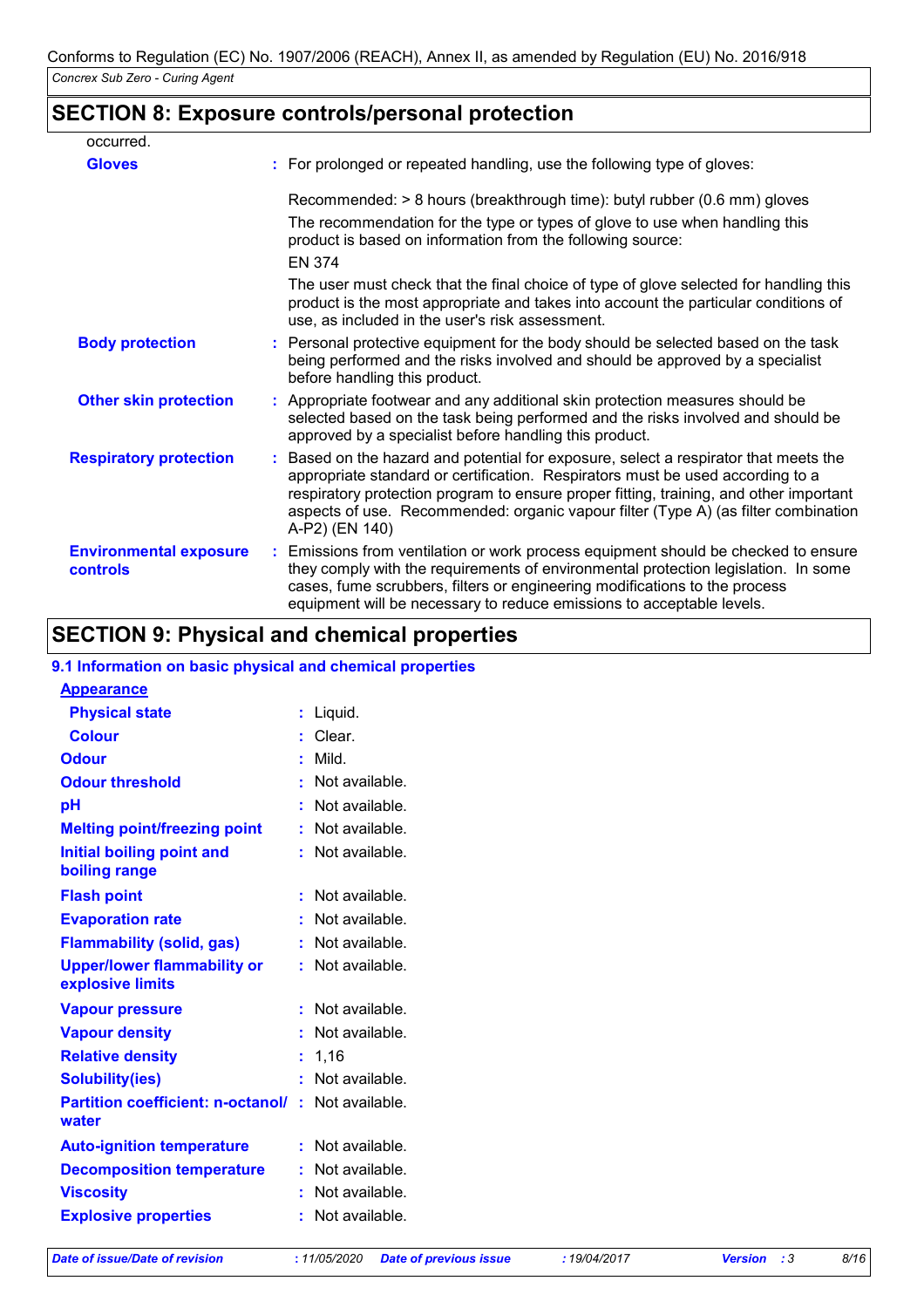## SECTION 8: Exposure controls/personal protection

occurred.

| | | |
|---|---|---|
| **Gloves** | : | For prolonged or repeated handling, use the following type of gloves:<br><br>Recommended: > 8 hours (breakthrough time): butyl rubber (0.6 mm) gloves<br>The recommendation for the type or types of glove to use when handling this product is based on information from the following source:<br>EN 374<br>The user must check that the final choice of type of glove selected for handling this product is the most appropriate and takes into account the particular conditions of use, as included in the user's risk assessment. |
| **Body protection** | : | Personal protective equipment for the body should be selected based on the task being performed and the risks involved and should be approved by a specialist before handling this product. |
| **Other skin protection** | : | Appropriate footwear and any additional skin protection measures should be selected based on the task being performed and the risks involved and should be approved by a specialist before handling this product. |
| **Respiratory protection** | : | Based on the hazard and potential for exposure, select a respirator that meets the appropriate standard or certification. Respirators must be used according to a respiratory protection program to ensure proper fitting, training, and other important aspects of use. Recommended: organic vapour filter (Type A) (as filter combination A-P2) (EN 140) |
| **Environmental exposure controls** | : | Emissions from ventilation or work process equipment should be checked to ensure they comply with the requirements of environmental protection legislation. In some cases, fume scrubbers, filters or engineering modifications to the process equipment will be necessary to reduce emissions to acceptable levels. |

## SECTION 9: Physical and chemical properties

### 9.1 Information on basic physical and chemical properties

**Appearance**

| | | |
|---|---|---|
| **Physical state** | : | Liquid. |
| **Colour** | : | Clear. |
| **Odour** | : | Mild. |
| **Odour threshold** | : | Not available. |
| **pH** | : | Not available. |
| **Melting point/freezing point** | : | Not available. |
| **Initial boiling point and boiling range** | : | Not available. |
| **Flash point** | : | Not available. |
| **Evaporation rate** | : | Not available. |
| **Flammability (solid, gas)** | : | Not available. |
| **Upper/lower flammability or explosive limits** | : | Not available. |
| **Vapour pressure** | : | Not available. |
| **Vapour density** | : | Not available. |
| **Relative density** | : | 1,16 |
| **Solubility(ies)** | : | Not available. |
| **Partition coefficient: n-octanol/ water** | : | Not available. |
| **Auto-ignition temperature** | : | Not available. |
| **Decomposition temperature** | : | Not available. |
| **Viscosity** | : | Not available. |
| **Explosive properties** | : | Not available. |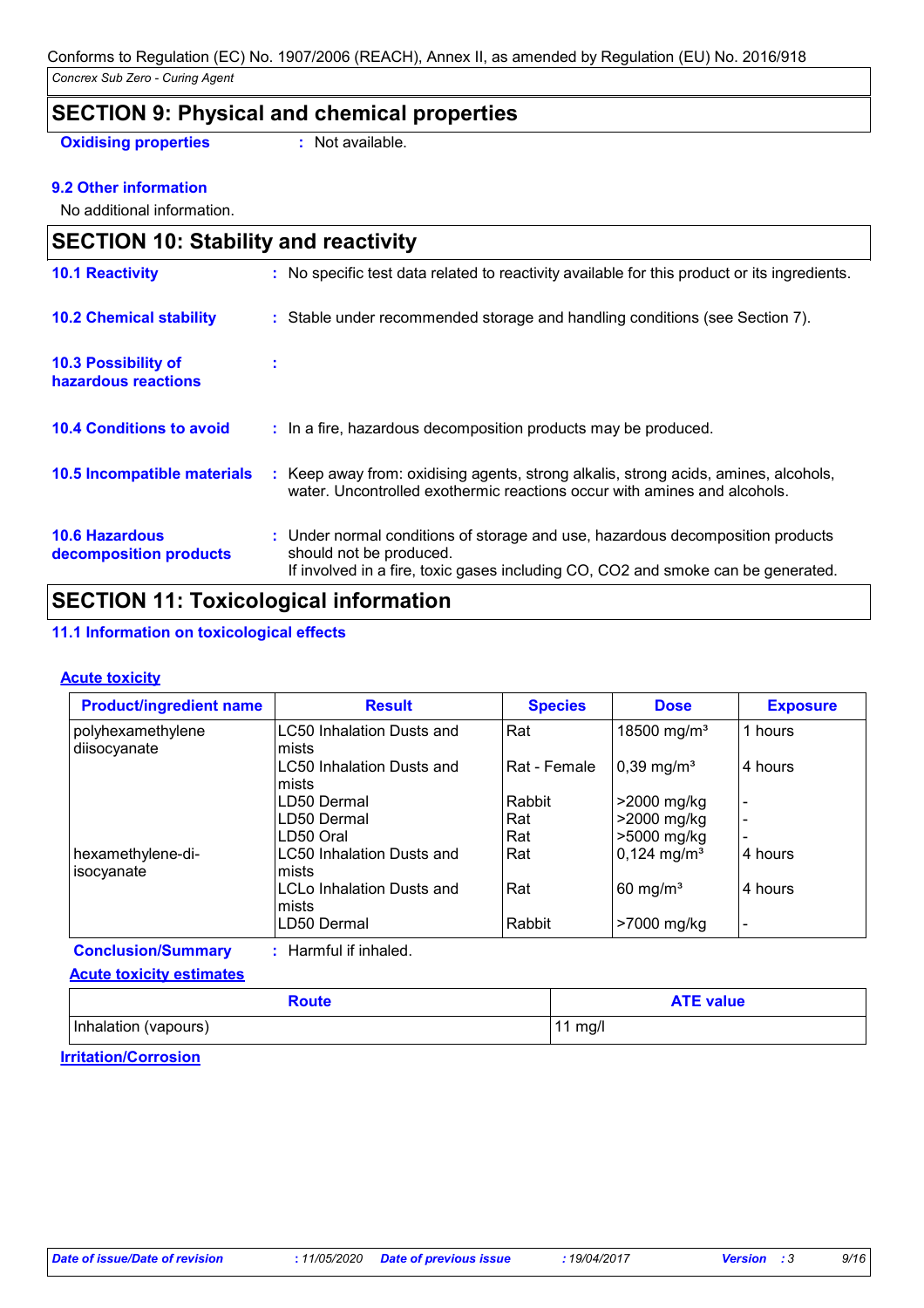## SECTION 9: Physical and chemical properties

**Oxidising properties** : Not available.

**9.2 Other information**

No additional information.

## SECTION 10: Stability and reactivity

**10.1 Reactivity** : No specific test data related to reactivity available for this product or its ingredients.

**10.2 Chemical stability** : Stable under recommended storage and handling conditions (see Section 7).

**10.3 Possibility of hazardous reactions** :

**10.4 Conditions to avoid** : In a fire, hazardous decomposition products may be produced.

**10.5 Incompatible materials** : Keep away from: oxidising agents, strong alkalis, strong acids, amines, alcohols, water. Uncontrolled exothermic reactions occur with amines and alcohols.

**10.6 Hazardous decomposition products** : Under normal conditions of storage and use, hazardous decomposition products should not be produced.
If involved in a fire, toxic gases including CO, CO2 and smoke can be generated.

## SECTION 11: Toxicological information

**11.1 Information on toxicological effects**

**Acute toxicity**

| Product/ingredient name | Result | Species | Dose | Exposure |
|---|---|---|---|---|
| polyhexamethylene diisocyanate | LC50 Inhalation Dusts and mists | Rat | 18500 mg/m³ | 1 hours |
| | LC50 Inhalation Dusts and mists | Rat - Female | 0,39 mg/m³ | 4 hours |
| | LD50 Dermal | Rabbit | >2000 mg/kg | - |
| | LD50 Dermal | Rat | >2000 mg/kg | - |
| | LD50 Oral | Rat | >5000 mg/kg | - |
| hexamethylene-di-isocyanate | LC50 Inhalation Dusts and mists | Rat | 0,124 mg/m³ | 4 hours |
| | LCLo Inhalation Dusts and mists | Rat | 60 mg/m³ | 4 hours |
| | LD50 Dermal | Rabbit | >7000 mg/kg | - |

**Conclusion/Summary** : Harmful if inhaled.

**Acute toxicity estimates**

| Route | ATE value |
|---|---|
| Inhalation (vapours) | 11 mg/l |

**Irritation/Corrosion**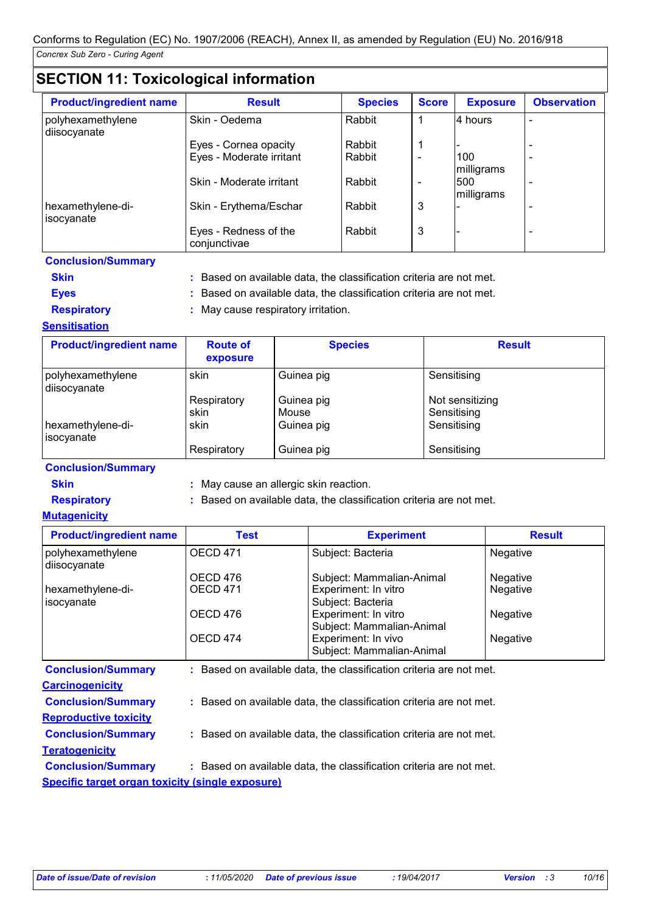Conforms to Regulation (EC) No. 1907/2006 (REACH), Annex II, as amended by Regulation (EU) No. 2016/918

*Concrex Sub Zero - Curing Agent*

## SECTION 11: Toxicological information

| Product/ingredient name | Result | Species | Score | Exposure | Observation |
|---|---|---|---|---|---|
| polyhexamethylene diisocyanate | Skin - Oedema | Rabbit | 1 | 4 hours | - |
| | Eyes - Cornea opacity | Rabbit | 1 | - | - |
| | Eyes - Moderate irritant | Rabbit | - | 100 milligrams | - |
| | Skin - Moderate irritant | Rabbit | - | 500 milligrams | - |
| hexamethylene-di-isocyanate | Skin - Erythema/Eschar | Rabbit | 3 | - | - |
| | Eyes - Redness of the conjunctivae | Rabbit | 3 | - | - |

**Conclusion/Summary**

**Skin** : Based on available data, the classification criteria are not met.

**Eyes** : Based on available data, the classification criteria are not met.

**Respiratory** : May cause respiratory irritation.

### Sensitisation

| Product/ingredient name | Route of exposure | Species | Result |
|---|---|---|---|
| polyhexamethylene diisocyanate | skin | Guinea pig | Sensitising |
| | Respiratory | Guinea pig | Not sensitizing |
| | skin | Mouse | Sensitising |
| hexamethylene-di-isocyanate | skin | Guinea pig | Sensitising |
| | Respiratory | Guinea pig | Sensitising |

**Conclusion/Summary**

**Skin** : May cause an allergic skin reaction.

**Respiratory** : Based on available data, the classification criteria are not met.

### Mutagenicity

| Product/ingredient name | Test | Experiment | Result |
|---|---|---|---|
| polyhexamethylene diisocyanate | OECD 471 | Subject: Bacteria | Negative |
| | OECD 476 | Subject: Mammalian-Animal | Negative |
| hexamethylene-di-isocyanate | OECD 471 | Experiment: In vitro<br>Subject: Bacteria | Negative |
| | OECD 476 | Experiment: In vitro<br>Subject: Mammalian-Animal | Negative |
| | OECD 474 | Experiment: In vivo<br>Subject: Mammalian-Animal | Negative |

**Conclusion/Summary** : Based on available data, the classification criteria are not met.

### Carcinogenicity

**Conclusion/Summary** : Based on available data, the classification criteria are not met.

### Reproductive toxicity

**Conclusion/Summary** : Based on available data, the classification criteria are not met.

### Teratogenicity

**Conclusion/Summary** : Based on available data, the classification criteria are not met.

### Specific target organ toxicity (single exposure)

*Date of issue/Date of revision* : 11/05/2020 *Date of previous issue* : 19/04/2017 *Version* : 3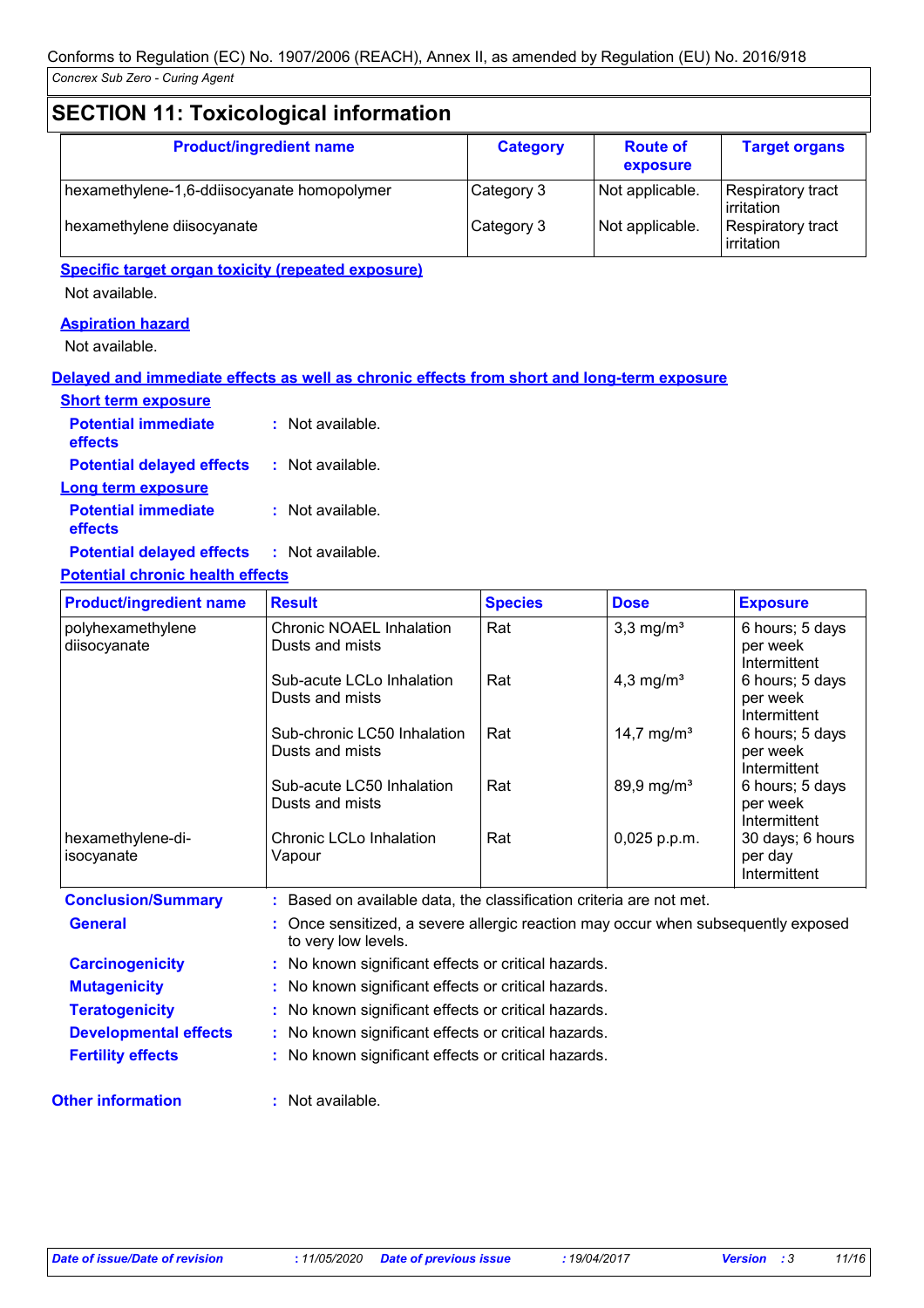## SECTION 11: Toxicological information

| Product/ingredient name | Category | Route of exposure | Target organs |
|---|---|---|---|
| hexamethylene-1,6-ddiisocyanate homopolymer | Category 3 | Not applicable. | Respiratory tract irritation |
| hexamethylene diisocyanate | Category 3 | Not applicable. | Respiratory tract irritation |

**Specific target organ toxicity (repeated exposure)**

Not available.

**Aspiration hazard**

Not available.

**Delayed and immediate effects as well as chronic effects from short and long-term exposure**

**Short term exposure**

**Potential immediate effects** : Not available.

**Potential delayed effects** : Not available.

**Long term exposure**

**Potential immediate effects** : Not available.

**Potential delayed effects** : Not available.

**Potential chronic health effects**

| Product/ingredient name | Result | Species | Dose | Exposure |
|---|---|---|---|---|
| polyhexamethylene diisocyanate | Chronic NOAEL Inhalation Dusts and mists | Rat | 3,3 mg/m³ | 6 hours; 5 days per week Intermittent |
| | Sub-acute LCLo Inhalation Dusts and mists | Rat | 4,3 mg/m³ | 6 hours; 5 days per week Intermittent |
| | Sub-chronic LC50 Inhalation Dusts and mists | Rat | 14,7 mg/m³ | 6 hours; 5 days per week Intermittent |
| | Sub-acute LC50 Inhalation Dusts and mists | Rat | 89,9 mg/m³ | 6 hours; 5 days per week Intermittent |
| hexamethylene-di-isocyanate | Chronic LCLo Inhalation Vapour | Rat | 0,025 p.p.m. | 30 days; 6 hours per day Intermittent |

**Conclusion/Summary** : Based on available data, the classification criteria are not met.

**General** : Once sensitized, a severe allergic reaction may occur when subsequently exposed to very low levels.

**Carcinogenicity** : No known significant effects or critical hazards.

**Mutagenicity** : No known significant effects or critical hazards.

**Teratogenicity** : No known significant effects or critical hazards.

**Developmental effects** : No known significant effects or critical hazards.

**Fertility effects** : No known significant effects or critical hazards.

**Other information** : Not available.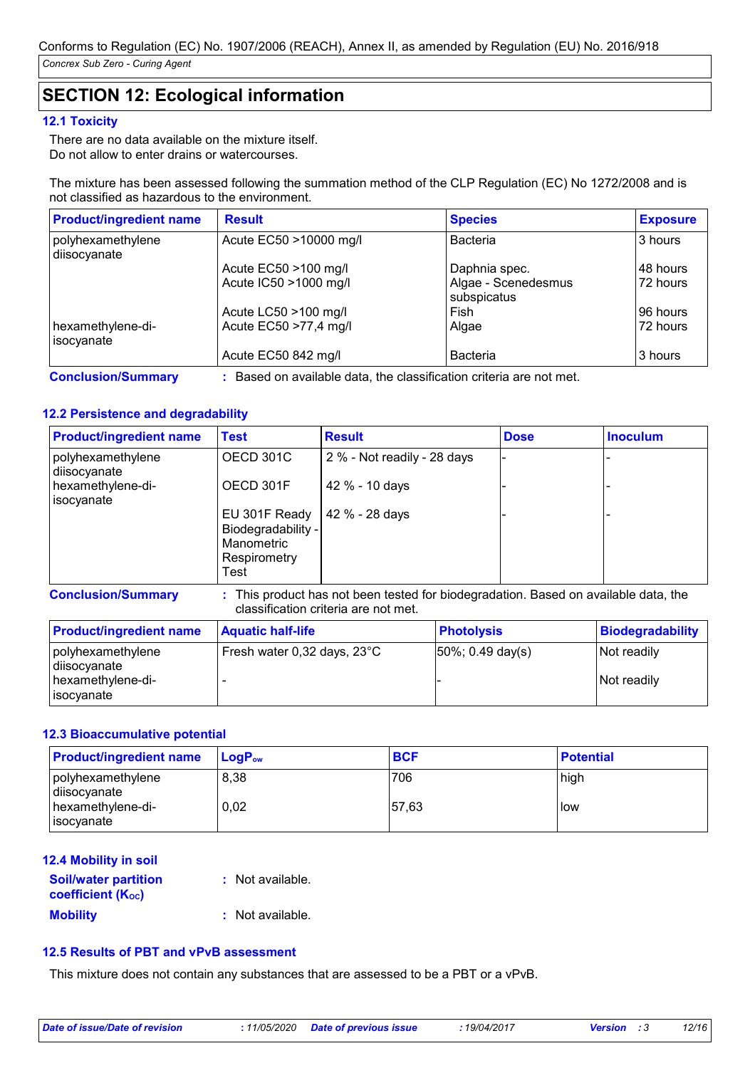Conforms to Regulation (EC) No. 1907/2006 (REACH), Annex II, as amended by Regulation (EU) No. 2016/918

*Concrex Sub Zero - Curing Agent*

## SECTION 12: Ecological information

### 12.1 Toxicity

There are no data available on the mixture itself.
Do not allow to enter drains or watercourses.

The mixture has been assessed following the summation method of the CLP Regulation (EC) No 1272/2008 and is not classified as hazardous to the environment.

| Product/ingredient name | Result | Species | Exposure |
|---|---|---|---|
| polyhexamethylene diisocyanate | Acute EC50 >10000 mg/l | Bacteria | 3 hours |
| | Acute EC50 >100 mg/l | Daphnia spec. | 48 hours |
| | Acute IC50 >1000 mg/l | Algae - Scenedesmus subspicatus | 72 hours |
| | Acute LC50 >100 mg/l | Fish | 96 hours |
| hexamethylene-di-isocyanate | Acute EC50 >77,4 mg/l | Algae | 72 hours |
| | Acute EC50 842 mg/l | Bacteria | 3 hours |

**Conclusion/Summary** : Based on available data, the classification criteria are not met.

### 12.2 Persistence and degradability

| Product/ingredient name | Test | Result | Dose | Inoculum |
|---|---|---|---|---|
| polyhexamethylene diisocyanate | OECD 301C | 2 % - Not readily - 28 days | - | - |
| hexamethylene-di-isocyanate | OECD 301F | 42 % - 10 days | - | - |
| | EU 301F Ready Biodegradability - Manometric Respirometry Test | 42 % - 28 days | - | - |

**Conclusion/Summary** : This product has not been tested for biodegradation. Based on available data, the classification criteria are not met.

| Product/ingredient name | Aquatic half-life | Photolysis | Biodegradability |
|---|---|---|---|
| polyhexamethylene diisocyanate | Fresh water 0,32 days, 23°C | 50%; 0.49 day(s) | Not readily |
| hexamethylene-di-isocyanate | - | - | Not readily |

### 12.3 Bioaccumulative potential

| Product/ingredient name | $LogP_{ow}$ | BCF | Potential |
|---|---|---|---|
| polyhexamethylene diisocyanate | 8,38 | 706 | high |
| hexamethylene-di-isocyanate | 0,02 | 57,63 | low |

### 12.4 Mobility in soil

**Soil/water partition coefficient ($K_{OC}$)** : Not available.

**Mobility** : Not available.

### 12.5 Results of PBT and vPvB assessment

This mixture does not contain any substances that are assessed to be a PBT or a vPvB.

*Date of issue/Date of revision* : 11/05/2020 *Date of previous issue* : 19/04/2017 *Version* : 3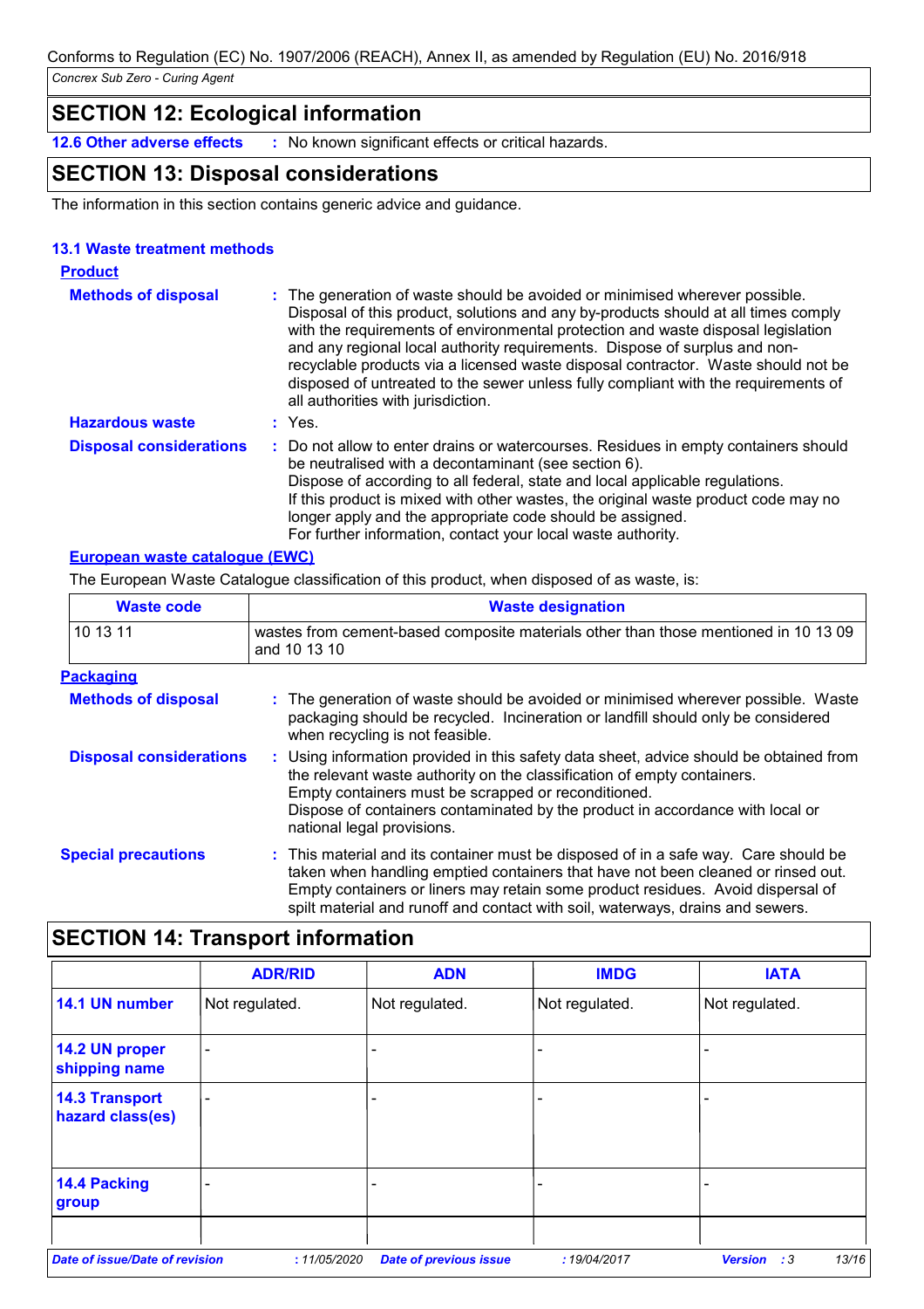## SECTION 12: Ecological information

**12.6 Other adverse effects** : No known significant effects or critical hazards.

## SECTION 13: Disposal considerations

The information in this section contains generic advice and guidance.

### 13.1 Waste treatment methods

**Product**

**Methods of disposal** : The generation of waste should be avoided or minimised wherever possible. Disposal of this product, solutions and any by-products should at all times comply with the requirements of environmental protection and waste disposal legislation and any regional local authority requirements. Dispose of surplus and non-recyclable products via a licensed waste disposal contractor. Waste should not be disposed of untreated to the sewer unless fully compliant with the requirements of all authorities with jurisdiction.

**Hazardous waste** : Yes.

**Disposal considerations** : Do not allow to enter drains or watercourses. Residues in empty containers should be neutralised with a decontaminant (see section 6).
Dispose of according to all federal, state and local applicable regulations.
If this product is mixed with other wastes, the original waste product code may no longer apply and the appropriate code should be assigned.
For further information, contact your local waste authority.

**European waste catalogue (EWC)**

The European Waste Catalogue classification of this product, when disposed of as waste, is:

| Waste code | Waste designation |
|---|---|
| 10 13 11 | wastes from cement-based composite materials other than those mentioned in 10 13 09 and 10 13 10 |

**Packaging**

**Methods of disposal** : The generation of waste should be avoided or minimised wherever possible. Waste packaging should be recycled. Incineration or landfill should only be considered when recycling is not feasible.

**Disposal considerations** : Using information provided in this safety data sheet, advice should be obtained from the relevant waste authority on the classification of empty containers.
Empty containers must be scrapped or reconditioned.
Dispose of containers contaminated by the product in accordance with local or national legal provisions.

**Special precautions** : This material and its container must be disposed of in a safe way. Care should be taken when handling emptied containers that have not been cleaned or rinsed out. Empty containers or liners may retain some product residues. Avoid dispersal of spilt material and runoff and contact with soil, waterways, drains and sewers.

## SECTION 14: Transport information

| | ADR/RID | ADN | IMDG | IATA |
|---|---|---|---|---|
| **14.1 UN number** | Not regulated. | Not regulated. | Not regulated. | Not regulated. |
| **14.2 UN proper shipping name** | - | - | - | - |
| **14.3 Transport hazard class(es)** | - | - | - | - |
| **14.4 Packing group** | - | - | - | - |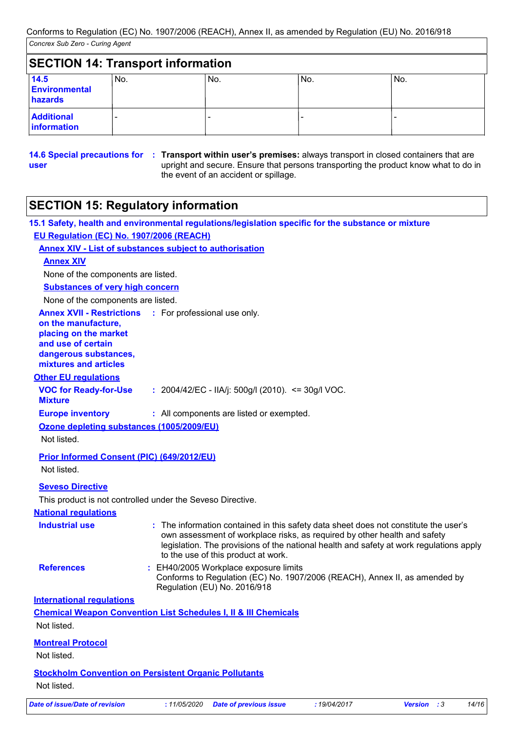Conforms to Regulation (EC) No. 1907/2006 (REACH), Annex II, as amended by Regulation (EU) No. 2016/918

*Concrex Sub Zero - Curing Agent*

## SECTION 14: Transport information

| | | | | |
|---|---|---|---|---|
| **14.5 Environmental hazards** | No. | No. | No. | No. |
| **Additional information** | - | - | - | - |

**14.6 Special precautions for user** : **Transport within user's premises:** always transport in closed containers that are upright and secure. Ensure that persons transporting the product know what to do in the event of an accident or spillage.

## SECTION 15: Regulatory information

**15.1 Safety, health and environmental regulations/legislation specific for the substance or mixture**

**EU Regulation (EC) No. 1907/2006 (REACH)**

**Annex XIV - List of substances subject to authorisation**

**Annex XIV**

None of the components are listed.

**Substances of very high concern**

None of the components are listed.

**Annex XVII - Restrictions on the manufacture, placing on the market and use of certain dangerous substances, mixtures and articles** : For professional use only.

**Other EU regulations**

**VOC for Ready-for-Use Mixture** : 2004/42/EC - IIA/j: 500g/l (2010). <= 30g/l VOC.

**Europe inventory** : All components are listed or exempted.

**Ozone depleting substances (1005/2009/EU)**

Not listed.

**Prior Informed Consent (PIC) (649/2012/EU)**

Not listed.

**Seveso Directive**

This product is not controlled under the Seveso Directive.

**National regulations**

**Industrial use** : The information contained in this safety data sheet does not constitute the user's own assessment of workplace risks, as required by other health and safety legislation. The provisions of the national health and safety at work regulations apply to the use of this product at work.

**References** : EH40/2005 Workplace exposure limits
Conforms to Regulation (EC) No. 1907/2006 (REACH), Annex II, as amended by Regulation (EU) No. 2016/918

**International regulations**

**Chemical Weapon Convention List Schedules I, II & III Chemicals**

Not listed.

**Montreal Protocol**

Not listed.

**Stockholm Convention on Persistent Organic Pollutants**

Not listed.

*Date of issue/Date of revision* : 11/05/2020 *Date of previous issue* : 19/04/2017 *Version* : 3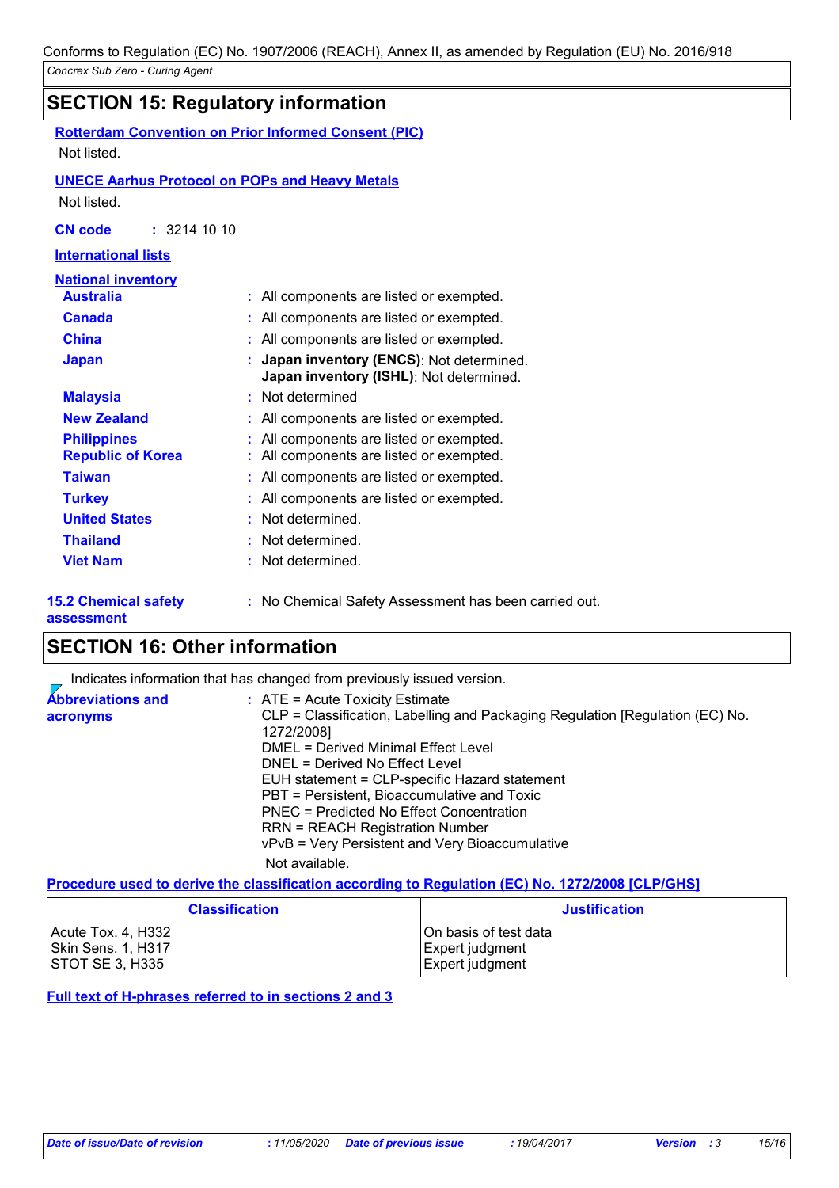## SECTION 15: Regulatory information

**Rotterdam Convention on Prior Informed Consent (PIC)**

Not listed.

**UNECE Aarhus Protocol on POPs and Heavy Metals**

Not listed.

**CN code** : 3214 10 10

**International lists**

**National inventory**

| | |
|---|---|
| **Australia** | : All components are listed or exempted. |
| **Canada** | : All components are listed or exempted. |
| **China** | : All components are listed or exempted. |
| **Japan** | : **Japan inventory (ENCS)**: Not determined. **Japan inventory (ISHL)**: Not determined. |
| **Malaysia** | : Not determined |
| **New Zealand** | : All components are listed or exempted. |
| **Philippines** | : All components are listed or exempted. |
| **Republic of Korea** | : All components are listed or exempted. |
| **Taiwan** | : All components are listed or exempted. |
| **Turkey** | : All components are listed or exempted. |
| **United States** | : Not determined. |
| **Thailand** | : Not determined. |
| **Viet Nam** | : Not determined. |

**15.2 Chemical safety assessment** : No Chemical Safety Assessment has been carried out.

## SECTION 16: Other information

Indicates information that has changed from previously issued version.

**Abbreviations and acronyms** :
ATE = Acute Toxicity Estimate
CLP = Classification, Labelling and Packaging Regulation [Regulation (EC) No. 1272/2008]
DMEL = Derived Minimal Effect Level
DNEL = Derived No Effect Level
EUH statement = CLP-specific Hazard statement
PBT = Persistent, Bioaccumulative and Toxic
PNEC = Predicted No Effect Concentration
RRN = REACH Registration Number
vPvB = Very Persistent and Very Bioaccumulative

Not available.

**Procedure used to derive the classification according to Regulation (EC) No. 1272/2008 [CLP/GHS]**

| Classification | Justification |
|---|---|
| Acute Tox. 4, H332 | On basis of test data |
| Skin Sens. 1, H317 | Expert judgment |
| STOT SE 3, H335 | Expert judgment |

**Full text of H-phrases referred to in sections 2 and 3**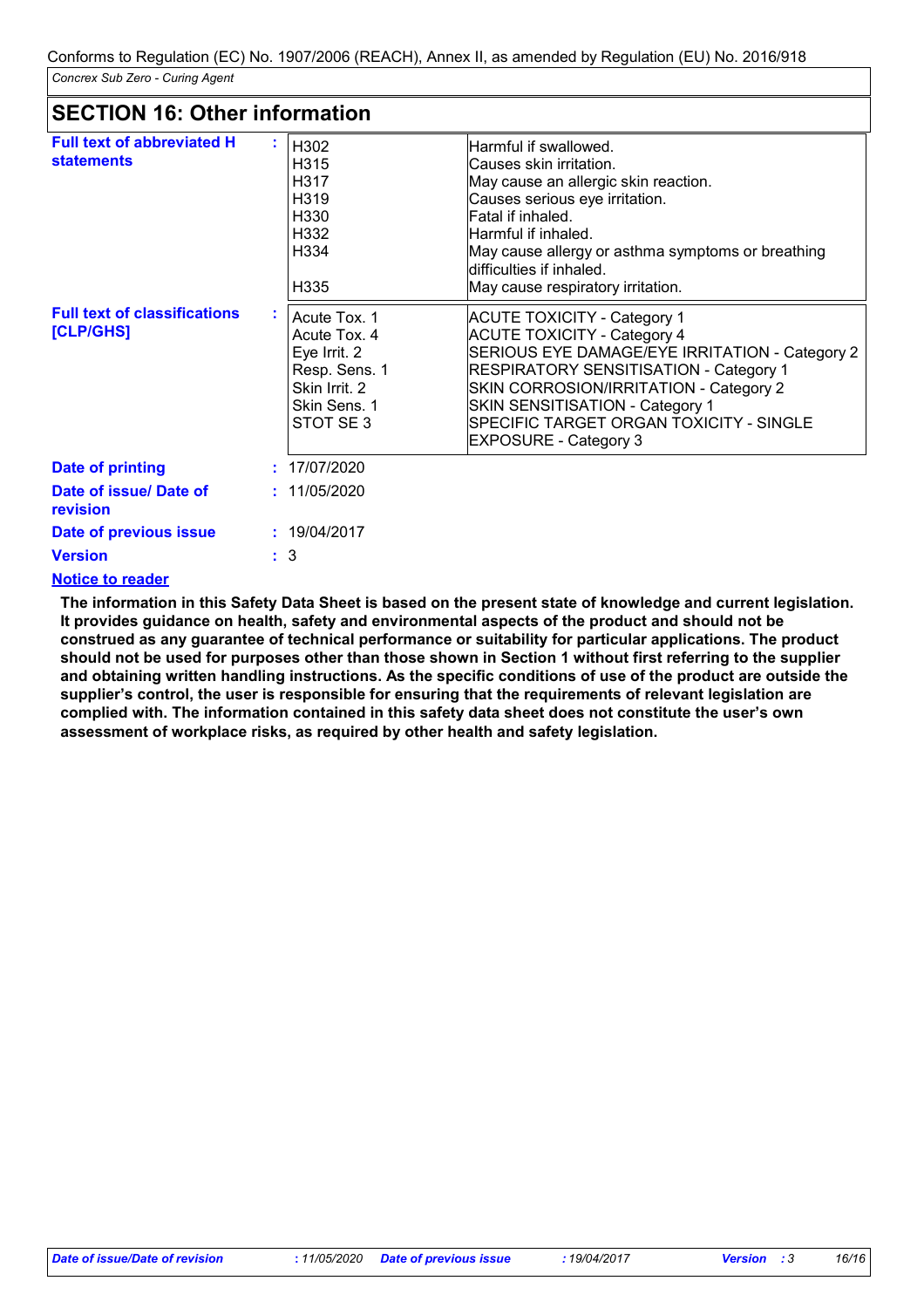Conforms to Regulation (EC) No. 1907/2006 (REACH), Annex II, as amended by Regulation (EU) No. 2016/918

*Concrex Sub Zero - Curing Agent*

## SECTION 16: Other information

**Full text of abbreviated H statements** :

| | |
|---|---|
| H302 | Harmful if swallowed. |
| H315 | Causes skin irritation. |
| H317 | May cause an allergic skin reaction. |
| H319 | Causes serious eye irritation. |
| H330 | Fatal if inhaled. |
| H332 | Harmful if inhaled. |
| H334 | May cause allergy or asthma symptoms or breathing difficulties if inhaled. |
| H335 | May cause respiratory irritation. |

**Full text of classifications [CLP/GHS]** :

| | |
|---|---|
| Acute Tox. 1 | ACUTE TOXICITY - Category 1 |
| Acute Tox. 4 | ACUTE TOXICITY - Category 4 |
| Eye Irrit. 2 | SERIOUS EYE DAMAGE/EYE IRRITATION - Category 2 |
| Resp. Sens. 1 | RESPIRATORY SENSITISATION - Category 1 |
| Skin Irrit. 2 | SKIN CORROSION/IRRITATION - Category 2 |
| Skin Sens. 1 | SKIN SENSITISATION - Category 1 |
| STOT SE 3 | SPECIFIC TARGET ORGAN TOXICITY - SINGLE EXPOSURE - Category 3 |

**Date of printing** : 17/07/2020

**Date of issue/ Date of revision** : 11/05/2020

**Date of previous issue** : 19/04/2017

**Version** : 3

**Notice to reader**

**The information in this Safety Data Sheet is based on the present state of knowledge and current legislation. It provides guidance on health, safety and environmental aspects of the product and should not be construed as any guarantee of technical performance or suitability for particular applications. The product should not be used for purposes other than those shown in Section 1 without first referring to the supplier and obtaining written handling instructions. As the specific conditions of use of the product are outside the supplier's control, the user is responsible for ensuring that the requirements of relevant legislation are complied with. The information contained in this safety data sheet does not constitute the user's own assessment of workplace risks, as required by other health and safety legislation.**